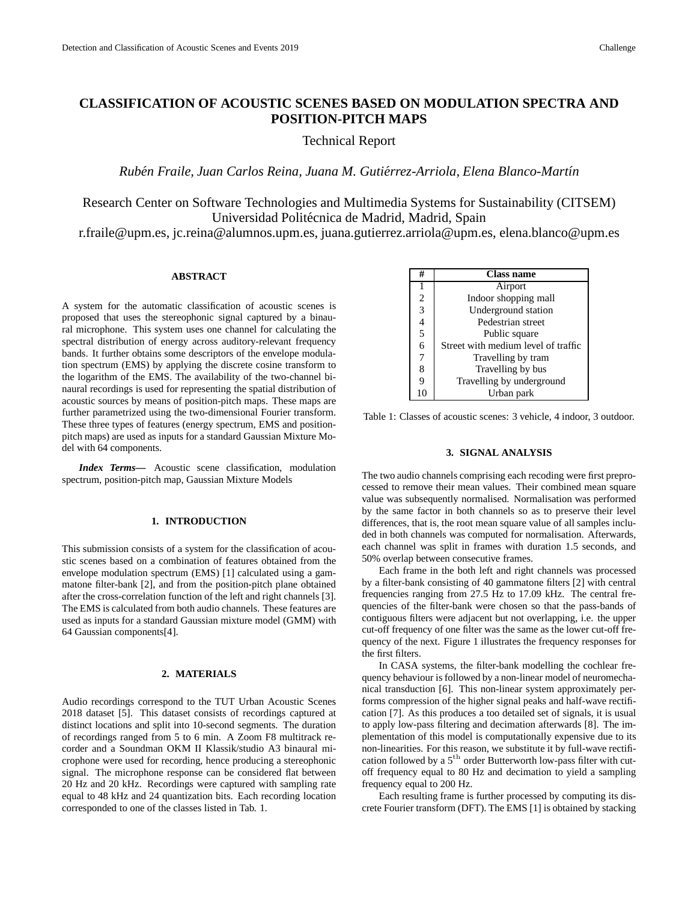# CLASSIFICATION OF ACOUSTIC SCENES BASED ON MODULATION SPECTRA AND POSITION-PITCH MAPS

Technical Report

*Rubén Fraile, Juan Carlos Reina, Juana M. Gutiérrez-Arriola, Elena Blanco-Martín*

Research Center on Software Technologies and Multimedia Systems for Sustainability (CITSEM)
Universidad Politécnica de Madrid, Madrid, Spain
r.fraile@upm.es, jc.reina@alumnos.upm.es, juana.gutierrez.arriola@upm.es, elena.blanco@upm.es

## ABSTRACT

A system for the automatic classification of acoustic scenes is proposed that uses the stereophonic signal captured by a binaural microphone. This system uses one channel for calculating the spectral distribution of energy across auditory-relevant frequency bands. It further obtains some descriptors of the envelope modulation spectrum (EMS) by applying the discrete cosine transform to the logarithm of the EMS. The availability of the two-channel binaural recordings is used for representing the spatial distribution of acoustic sources by means of position-pitch maps. These maps are further parametrized using the two-dimensional Fourier transform. These three types of features (energy spectrum, EMS and position-pitch maps) are used as inputs for a standard Gaussian Mixture Model with 64 components.

***Index Terms*—** Acoustic scene classification, modulation spectrum, position-pitch map, Gaussian Mixture Models

## 1. INTRODUCTION

This submission consists of a system for the classification of acoustic scenes based on a combination of features obtained from the envelope modulation spectrum (EMS) [1] calculated using a gammatone filter-bank [2], and from the position-pitch plane obtained after the cross-correlation function of the left and right channels [3]. The EMS is calculated from both audio channels. These features are used as inputs for a standard Gaussian mixture model (GMM) with 64 Gaussian components[4].

## 2. MATERIALS

Audio recordings correspond to the TUT Urban Acoustic Scenes 2018 dataset [5]. This dataset consists of recordings captured at distinct locations and split into 10-second segments. The duration of recordings ranged from 5 to 6 min. A Zoom F8 multitrack recorder and a Soundman OKM II Klassik/studio A3 binaural microphone were used for recording, hence producing a stereophonic signal. The microphone response can be considered flat between 20 Hz and 20 kHz. Recordings were captured with sampling rate equal to 48 kHz and 24 quantization bits. Each recording location corresponded to one of the classes listed in Tab. 1.

| # | Class name |
|---|---|
| 1 | Airport |
| 2 | Indoor shopping mall |
| 3 | Underground station |
| 4 | Pedestrian street |
| 5 | Public square |
| 6 | Street with medium level of traffic |
| 7 | Travelling by tram |
| 8 | Travelling by bus |
| 9 | Travelling by underground |
| 10 | Urban park |

Table 1: Classes of acoustic scenes: 3 vehicle, 4 indoor, 3 outdoor.

## 3. SIGNAL ANALYSIS

The two audio channels comprising each recoding were first preprocessed to remove their mean values. Their combined mean square value was subsequently normalised. Normalisation was performed by the same factor in both channels so as to preserve their level differences, that is, the root mean square value of all samples included in both channels was computed for normalisation. Afterwards, each channel was split in frames with duration 1.5 seconds, and 50% overlap between consecutive frames.

Each frame in the both left and right channels was processed by a filter-bank consisting of 40 gammatone filters [2] with central frequencies ranging from 27.5 Hz to 17.09 kHz. The central frequencies of the filter-bank were chosen so that the pass-bands of contiguous filters were adjacent but not overlapping, i.e. the upper cut-off frequency of one filter was the same as the lower cut-off frequency of the next. Figure 1 illustrates the frequency responses for the first filters.

In CASA systems, the filter-bank modelling the cochlear frequency behaviour is followed by a non-linear model of neuromechanical transduction [6]. This non-linear system approximately performs compression of the higher signal peaks and half-wave rectification [7]. As this produces a too detailed set of signals, it is usual to apply low-pass filtering and decimation afterwards [8]. The implementation of this model is computationally expensive due to its non-linearities. For this reason, we substitute it by full-wave rectification followed by a $5^{\text{th}}$ order Butterworth low-pass filter with cut-off frequency equal to 80 Hz and decimation to yield a sampling frequency equal to 200 Hz.

Each resulting frame is further processed by computing its discrete Fourier transform (DFT). The EMS [1] is obtained by stacking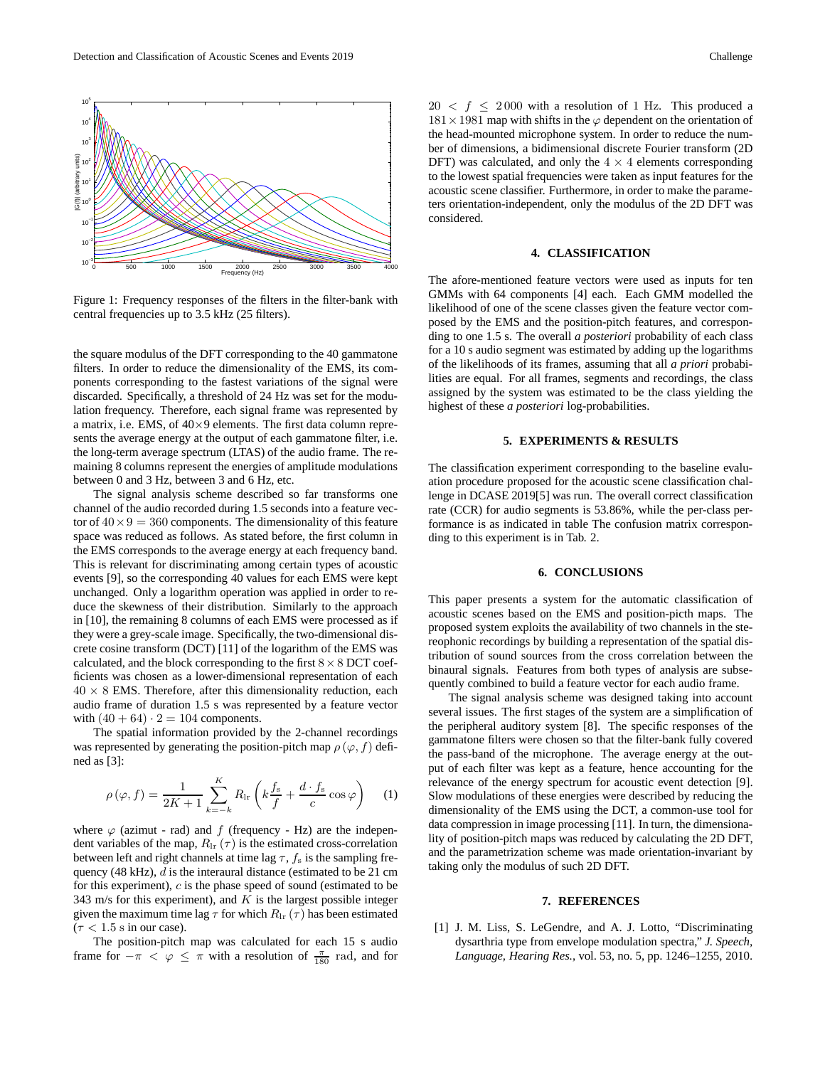Figure 1: Frequency responses of the filters in the filter-bank with central frequencies up to 3.5 kHz (25 filters).

the square modulus of the DFT corresponding to the 40 gammatone filters. In order to reduce the dimensionality of the EMS, its components corresponding to the fastest variations of the signal were discarded. Specifically, a threshold of 24 Hz was set for the modulation frequency. Therefore, each signal frame was represented by a matrix, i.e. EMS, of $40 \times 9$ elements. The first data column represents the average energy at the output of each gammatone filter, i.e. the long-term average spectrum (LTAS) of the audio frame. The remaining 8 columns represent the energies of amplitude modulations between 0 and 3 Hz, between 3 and 6 Hz, etc.

The signal analysis scheme described so far transforms one channel of the audio recorded during 1.5 seconds into a feature vector of $40 \times 9 = 360$ components. The dimensionality of this feature space was reduced as follows. As stated before, the first column in the EMS corresponds to the average energy at each frequency band. This is relevant for discriminating among certain types of acoustic events [9], so the corresponding 40 values for each EMS were kept unchanged. Only a logarithm operation was applied in order to reduce the skewness of their distribution. Similarly to the approach in [10], the remaining 8 columns of each EMS were processed as if they were a grey-scale image. Specifically, the two-dimensional discrete cosine transform (DCT) [11] of the logarithm of the EMS was calculated, and the block corresponding to the first $8 \times 8$ DCT coefficients was chosen as a lower-dimensional representation of each $40 \times 8$ EMS. Therefore, after this dimensionality reduction, each audio frame of duration 1.5 s was represented by a feature vector with $(40 + 64) \cdot 2 = 104$ components.

The spatial information provided by the 2-channel recordings was represented by generating the position-pitch map $\rho(\varphi, f)$ defined as [3]:

$$\rho(\varphi, f) = \frac{1}{2K+1} \sum_{k=-k}^{K} R_{\mathrm{lr}} \left( k \frac{f_{\mathrm{s}}}{f} + \frac{d \cdot f_{\mathrm{s}}}{c} \cos \varphi \right) \quad (1)$$

where $\varphi$ (azimut - rad) and $f$ (frequency - Hz) are the independent variables of the map, $R_{\mathrm{lr}}(\tau)$ is the estimated cross-correlation between left and right channels at time lag $\tau$, $f_{\mathrm{s}}$ is the sampling frequency (48 kHz), $d$ is the interaural distance (estimated to be 21 cm for this experiment), $c$ is the phase speed of sound (estimated to be 343 m/s for this experiment), and $K$ is the largest possible integer given the maximum time lag $\tau$ for which $R_{\mathrm{lr}}(\tau)$ has been estimated ($\tau < 1.5$ s in our case).

The position-pitch map was calculated for each 15 s audio frame for $-\pi < \varphi \leq \pi$ with a resolution of $\frac{\pi}{180}$ rad, and for $20 < f \leq 2\,000$ with a resolution of 1 Hz. This produced a $181 \times 1981$ map with shifts in the $\varphi$ dependent on the orientation of the head-mounted microphone system. In order to reduce the number of dimensions, a bidimensional discrete Fourier transform (2D DFT) was calculated, and only the $4 \times 4$ elements corresponding to the lowest spatial frequencies were taken as input features for the acoustic scene classifier. Furthermore, in order to make the parameters orientation-independent, only the modulus of the 2D DFT was considered.

## 4. CLASSIFICATION

The afore-mentioned feature vectors were used as inputs for ten GMMs with 64 components [4] each. Each GMM modelled the likelihood of one of the scene classes given the feature vector composed by the EMS and the position-pitch features, and corresponding to one 1.5 s. The overall *a posteriori* probability of each class for a 10 s audio segment was estimated by adding up the logarithms of the likelihoods of its frames, assuming that all *a priori* probabilities are equal. For all frames, segments and recordings, the class assigned by the system was estimated to be the class yielding the highest of these *a posteriori* log-probabilities.

## 5. EXPERIMENTS & RESULTS

The classification experiment corresponding to the baseline evaluation procedure proposed for the acoustic scene classification challenge in DCASE 2019[5] was run. The overall correct classification rate (CCR) for audio segments is 53.86%, while the per-class performance is as indicated in table The confusion matrix corresponding to this experiment is in Tab. 2.

## 6. CONCLUSIONS

This paper presents a system for the automatic classification of acoustic scenes based on the EMS and position-picth maps. The proposed system exploits the availability of two channels in the stereophonic recordings by building a representation of the spatial distribution of sound sources from the cross correlation between the binaural signals. Features from both types of analysis are subsequently combined to build a feature vector for each audio frame.

The signal analysis scheme was designed taking into account several issues. The first stages of the system are a simplification of the peripheral auditory system [8]. The specific responses of the gammatone filters were chosen so that the filter-bank fully covered the pass-band of the microphone. The average energy at the output of each filter was kept as a feature, hence accounting for the relevance of the energy spectrum for acoustic event detection [9]. Slow modulations of these energies were described by reducing the dimensionality of the EMS using the DCT, a common-use tool for data compression in image processing [11]. In turn, the dimensionality of position-pitch maps was reduced by calculating the 2D DFT, and the parametrization scheme was made orientation-invariant by taking only the modulus of such 2D DFT.

## 7. REFERENCES

[1] J. M. Liss, S. LeGendre, and A. J. Lotto, "Discriminating dysarthria type from envelope modulation spectra," *J. Speech, Language, Hearing Res.*, vol. 53, no. 5, pp. 1246–1255, 2010.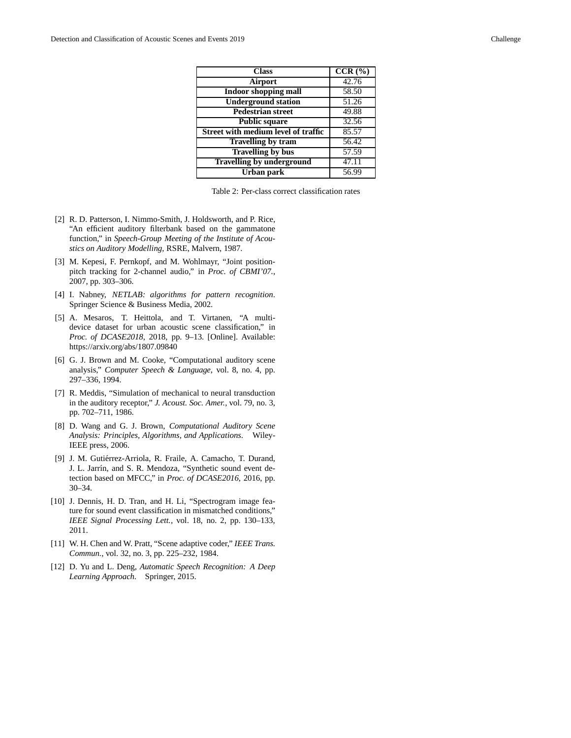| Class | CCR (%) |
| --- | --- |
| **Airport** | 42.76 |
| **Indoor shopping mall** | 58.50 |
| **Underground station** | 51.26 |
| **Pedestrian street** | 49.88 |
| **Public square** | 32.56 |
| **Street with medium level of traffic** | 85.57 |
| **Travelling by tram** | 56.42 |
| **Travelling by bus** | 57.59 |
| **Travelling by underground** | 47.11 |
| **Urban park** | 56.99 |

Table 2: Per-class correct classification rates

[2] R. D. Patterson, I. Nimmo-Smith, J. Holdsworth, and P. Rice, "An efficient auditory filterbank based on the gammatone function," in *Speech-Group Meeting of the Institute of Acoustics on Auditory Modelling*, RSRE, Malvern, 1987.

[3] M. Kepesi, F. Pernkopf, and M. Wohlmayr, "Joint position-pitch tracking for 2-channel audio," in *Proc. of CBMI'07.*, 2007, pp. 303–306.

[4] I. Nabney, *NETLAB: algorithms for pattern recognition*. Springer Science & Business Media, 2002.

[5] A. Mesaros, T. Heittola, and T. Virtanen, "A multi-device dataset for urban acoustic scene classification," in *Proc. of DCASE2018*, 2018, pp. 9–13. [Online]. Available: https://arxiv.org/abs/1807.09840

[6] G. J. Brown and M. Cooke, "Computational auditory scene analysis," *Computer Speech & Language*, vol. 8, no. 4, pp. 297–336, 1994.

[7] R. Meddis, "Simulation of mechanical to neural transduction in the auditory receptor," *J. Acoust. Soc. Amer.*, vol. 79, no. 3, pp. 702–711, 1986.

[8] D. Wang and G. J. Brown, *Computational Auditory Scene Analysis: Principles, Algorithms, and Applications*. Wiley-IEEE press, 2006.

[9] J. M. Gutiérrez-Arriola, R. Fraile, A. Camacho, T. Durand, J. L. Jarrín, and S. R. Mendoza, "Synthetic sound event detection based on MFCC," in *Proc. of DCASE2016*, 2016, pp. 30–34.

[10] J. Dennis, H. D. Tran, and H. Li, "Spectrogram image feature for sound event classification in mismatched conditions," *IEEE Signal Processing Lett.*, vol. 18, no. 2, pp. 130–133, 2011.

[11] W. H. Chen and W. Pratt, "Scene adaptive coder," *IEEE Trans. Commun.*, vol. 32, no. 3, pp. 225–232, 1984.

[12] D. Yu and L. Deng, *Automatic Speech Recognition: A Deep Learning Approach*. Springer, 2015.